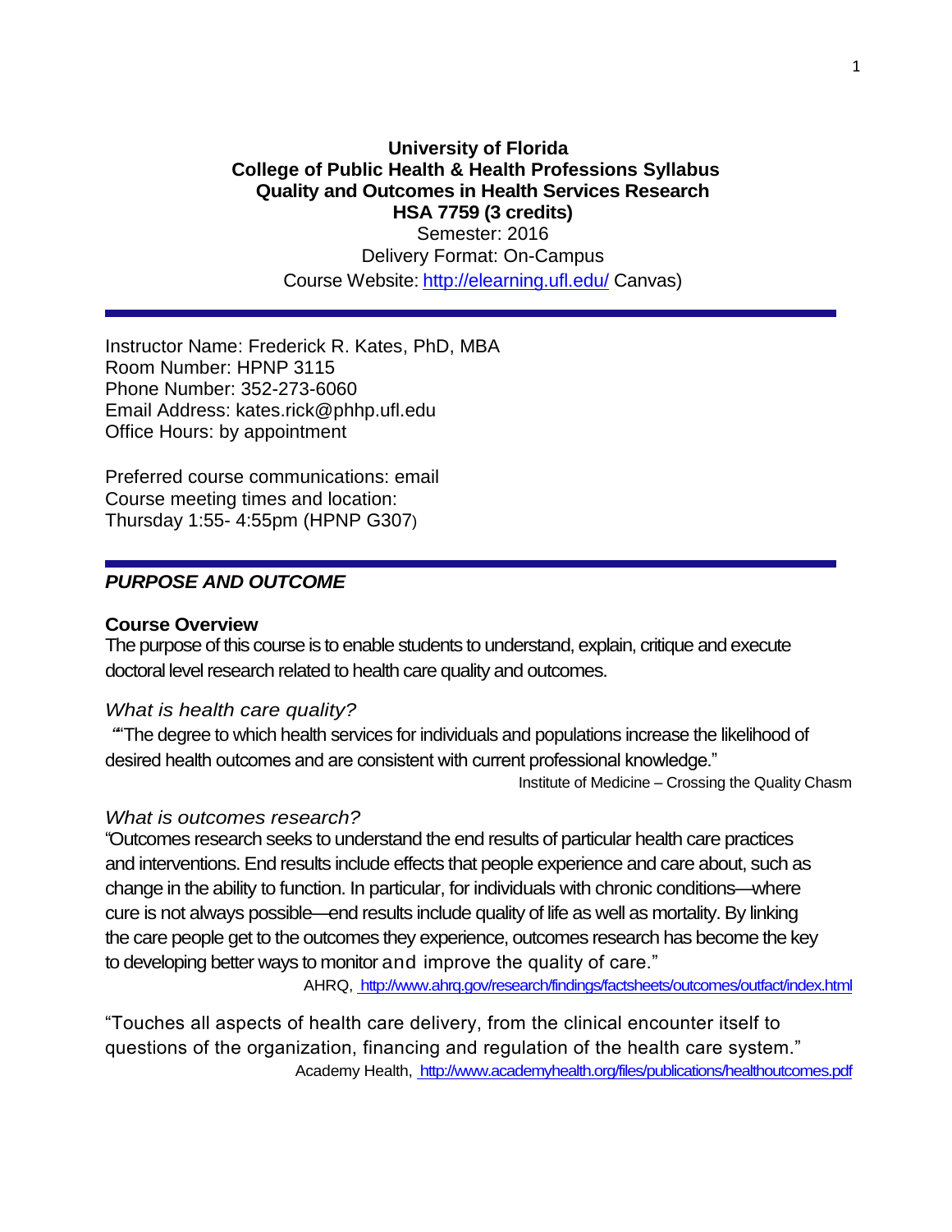**University of Florida**
**College of Public Health & Health Professions Syllabus**
**Quality and Outcomes in Health Services Research**
**HSA 7759 (3 credits)**
Semester: 2016
Delivery Format: On-Campus
Course Website: http://elearning.ufl.edu/ Canvas)

---

Instructor Name: Frederick R. Kates, PhD, MBA
Room Number: HPNP 3115
Phone Number: 352-273-6060
Email Address: kates.rick@phhp.ufl.edu
Office Hours: by appointment

Preferred course communications: email
Course meeting times and location:
Thursday 1:55- 4:55pm (HPNP G307)

---

## *PURPOSE AND OUTCOME*

### Course Overview

The purpose of this course is to enable students to understand, explain, critique and execute doctoral level research related to health care quality and outcomes.

*What is health care quality?*

""The degree to which health services for individuals and populations increase the likelihood of desired health outcomes and are consistent with current professional knowledge."

Institute of Medicine – Crossing the Quality Chasm

*What is outcomes research?*

"Outcomes research seeks to understand the end results of particular health care practices and interventions. End results include effects that people experience and care about, such as change in the ability to function. In particular, for individuals with chronic conditions—where cure is not always possible—end results include quality of life as well as mortality. By linking the care people get to the outcomes they experience, outcomes research has become the key to developing better ways to monitor and improve the quality of care."

AHRQ, http://www.ahrq.gov/research/findings/factsheets/outcomes/outfact/index.html

"Touches all aspects of health care delivery, from the clinical encounter itself to questions of the organization, financing and regulation of the health care system."

Academy Health, http://www.academyhealth.org/files/publications/healthoutcomes.pdf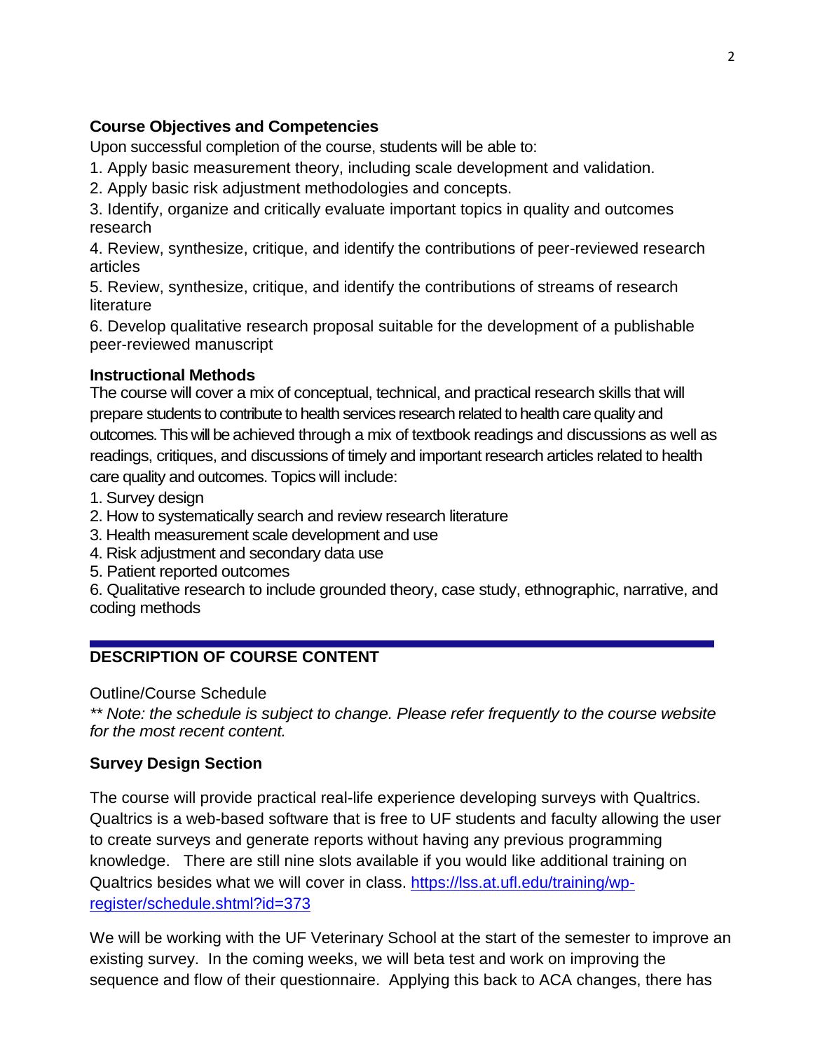**Course Objectives and Competencies**

Upon successful completion of the course, students will be able to:

1. Apply basic measurement theory, including scale development and validation.
2. Apply basic risk adjustment methodologies and concepts.
3. Identify, organize and critically evaluate important topics in quality and outcomes research
4. Review, synthesize, critique, and identify the contributions of peer-reviewed research articles
5. Review, synthesize, critique, and identify the contributions of streams of research literature
6. Develop qualitative research proposal suitable for the development of a publishable peer-reviewed manuscript

**Instructional Methods**

The course will cover a mix of conceptual, technical, and practical research skills that will prepare students to contribute to health services research related to health care quality and outcomes. This will be achieved through a mix of textbook readings and discussions as well as readings, critiques, and discussions of timely and important research articles related to health care quality and outcomes. Topics will include:

1. Survey design
2. How to systematically search and review research literature
3. Health measurement scale development and use
4. Risk adjustment and secondary data use
5. Patient reported outcomes
6. Qualitative research to include grounded theory, case study, ethnographic, narrative, and coding methods

---

**DESCRIPTION OF COURSE CONTENT**

Outline/Course Schedule

*** Note: the schedule is subject to change. Please refer frequently to the course website for the most recent content.*

**Survey Design Section**

The course will provide practical real-life experience developing surveys with Qualtrics. Qualtrics is a web-based software that is free to UF students and faculty allowing the user to create surveys and generate reports without having any previous programming knowledge. There are still nine slots available if you would like additional training on Qualtrics besides what we will cover in class. [https://lss.at.ufl.edu/training/wp-register/schedule.shtml?id=373](https://lss.at.ufl.edu/training/wp-register/schedule.shtml?id=373)

We will be working with the UF Veterinary School at the start of the semester to improve an existing survey. In the coming weeks, we will beta test and work on improving the sequence and flow of their questionnaire. Applying this back to ACA changes, there has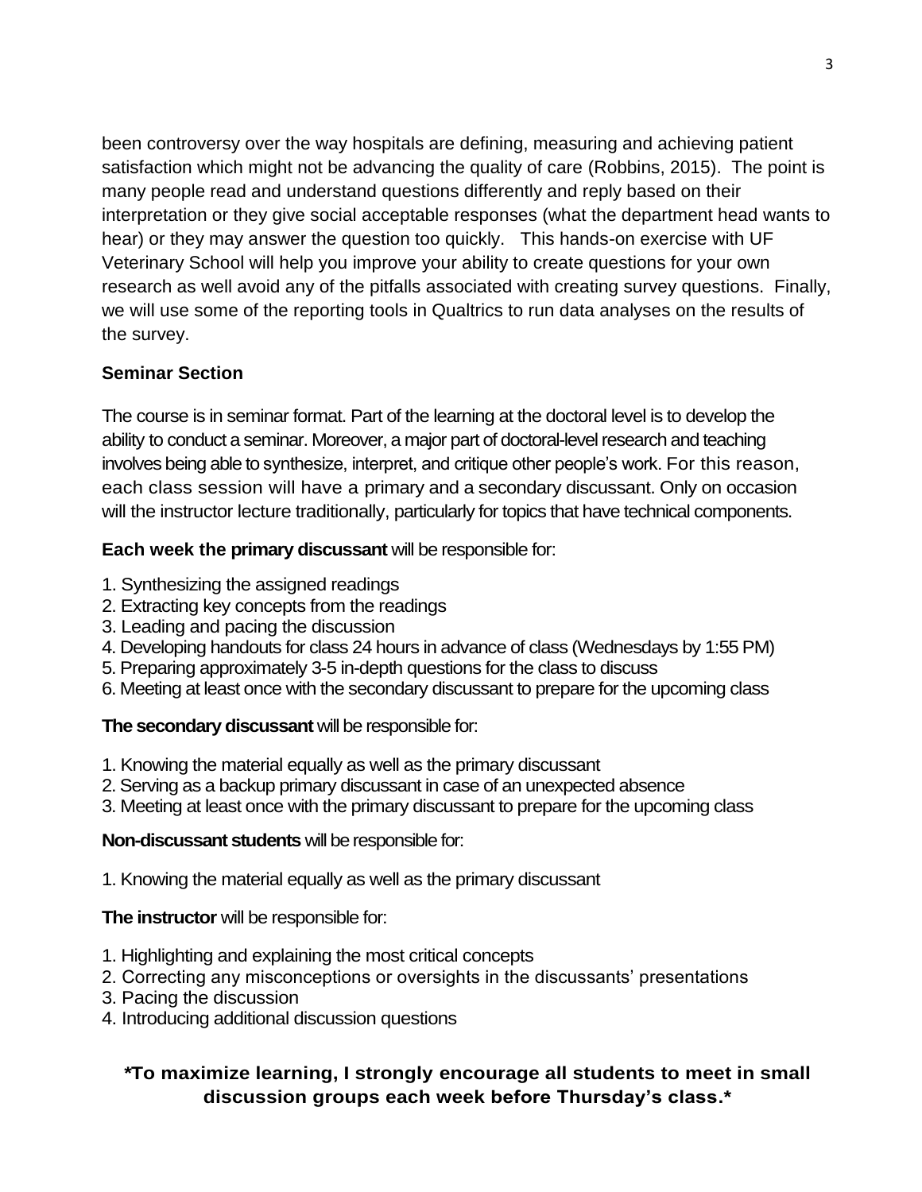been controversy over the way hospitals are defining, measuring and achieving patient satisfaction which might not be advancing the quality of care (Robbins, 2015). The point is many people read and understand questions differently and reply based on their interpretation or they give social acceptable responses (what the department head wants to hear) or they may answer the question too quickly. This hands-on exercise with UF Veterinary School will help you improve your ability to create questions for your own research as well avoid any of the pitfalls associated with creating survey questions. Finally, we will use some of the reporting tools in Qualtrics to run data analyses on the results of the survey.

**Seminar Section**

The course is in seminar format. Part of the learning at the doctoral level is to develop the ability to conduct a seminar. Moreover, a major part of doctoral-level research and teaching involves being able to synthesize, interpret, and critique other people's work. For this reason, each class session will have a primary and a secondary discussant. Only on occasion will the instructor lecture traditionally, particularly for topics that have technical components.

**Each week the primary discussant** will be responsible for:

1. Synthesizing the assigned readings
2. Extracting key concepts from the readings
3. Leading and pacing the discussion
4. Developing handouts for class 24 hours in advance of class (Wednesdays by 1:55 PM)
5. Preparing approximately 3-5 in-depth questions for the class to discuss
6. Meeting at least once with the secondary discussant to prepare for the upcoming class

**The secondary discussant** will be responsible for:

1. Knowing the material equally as well as the primary discussant
2. Serving as a backup primary discussant in case of an unexpected absence
3. Meeting at least once with the primary discussant to prepare for the upcoming class

**Non-discussant students** will be responsible for:

1. Knowing the material equally as well as the primary discussant

**The instructor** will be responsible for:

1. Highlighting and explaining the most critical concepts
2. Correcting any misconceptions or oversights in the discussants' presentations
3. Pacing the discussion
4. Introducing additional discussion questions

**\*To maximize learning, I strongly encourage all students to meet in small discussion groups each week before Thursday's class.\***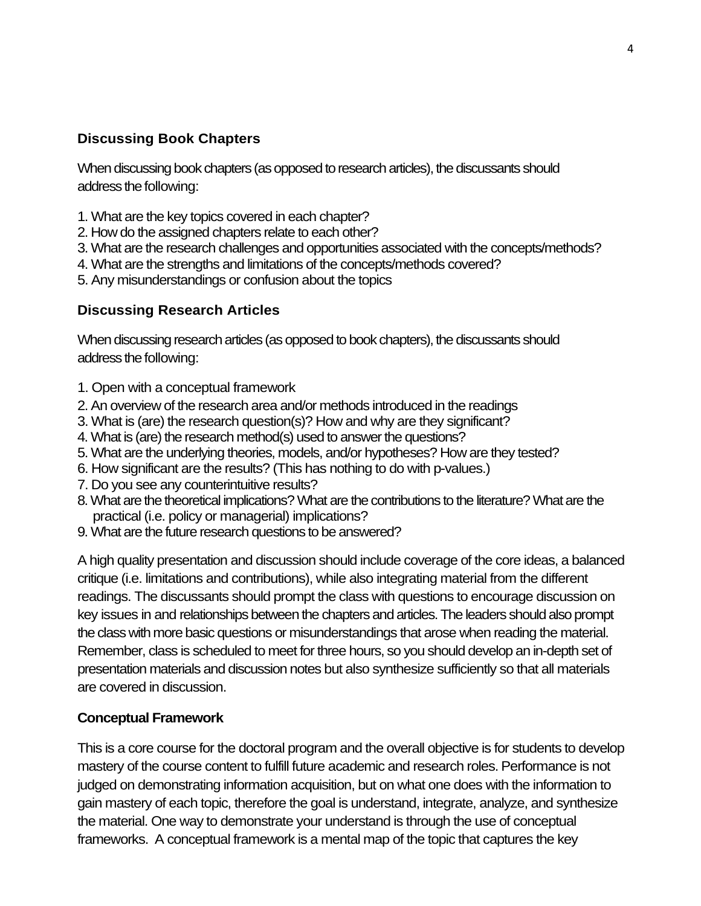### Discussing Book Chapters

When discussing book chapters (as opposed to research articles), the discussants should address the following:

1. What are the key topics covered in each chapter?
2. How do the assigned chapters relate to each other?
3. What are the research challenges and opportunities associated with the concepts/methods?
4. What are the strengths and limitations of the concepts/methods covered?
5. Any misunderstandings or confusion about the topics

### Discussing Research Articles

When discussing research articles (as opposed to book chapters), the discussants should address the following:

1. Open with a conceptual framework
2. An overview of the research area and/or methods introduced in the readings
3. What is (are) the research question(s)? How and why are they significant?
4. What is (are) the research method(s) used to answer the questions?
5. What are the underlying theories, models, and/or hypotheses? How are they tested?
6. How significant are the results? (This has nothing to do with p-values.)
7. Do you see any counterintuitive results?
8. What are the theoretical implications? What are the contributions to the literature? What are the practical (i.e. policy or managerial) implications?
9. What are the future research questions to be answered?

A high quality presentation and discussion should include coverage of the core ideas, a balanced critique (i.e. limitations and contributions), while also integrating material from the different readings. The discussants should prompt the class with questions to encourage discussion on key issues in and relationships between the chapters and articles. The leaders should also prompt the class with more basic questions or misunderstandings that arose when reading the material. Remember, class is scheduled to meet for three hours, so you should develop an in-depth set of presentation materials and discussion notes but also synthesize sufficiently so that all materials are covered in discussion.

### Conceptual Framework

This is a core course for the doctoral program and the overall objective is for students to develop mastery of the course content to fulfill future academic and research roles. Performance is not judged on demonstrating information acquisition, but on what one does with the information to gain mastery of each topic, therefore the goal is understand, integrate, analyze, and synthesize the material. One way to demonstrate your understand is through the use of conceptual frameworks. A conceptual framework is a mental map of the topic that captures the key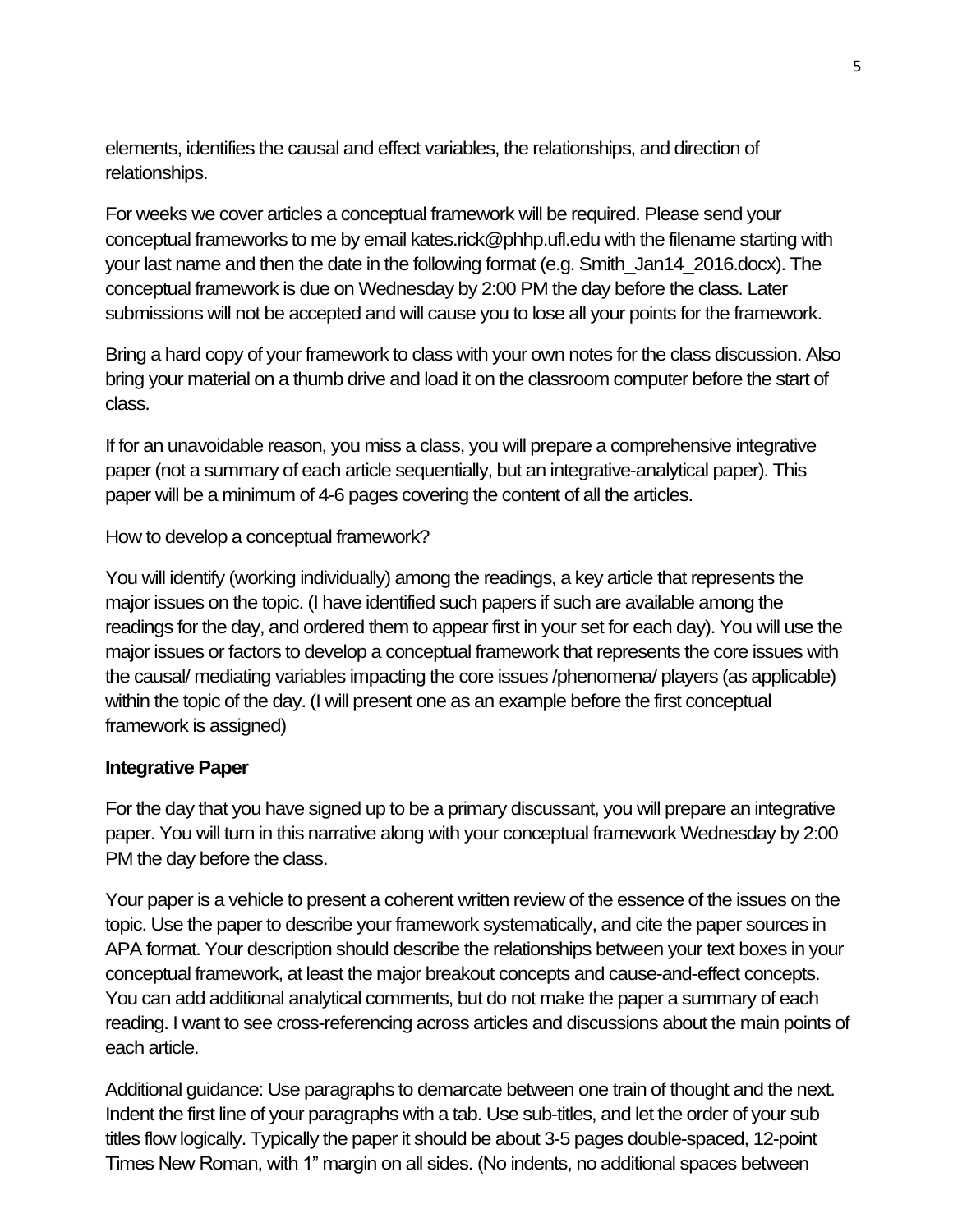elements, identifies the causal and effect variables, the relationships, and direction of relationships.

For weeks we cover articles a conceptual framework will be required. Please send your conceptual frameworks to me by email kates.rick@phhp.ufl.edu with the filename starting with your last name and then the date in the following format (e.g. Smith_Jan14_2016.docx). The conceptual framework is due on Wednesday by 2:00 PM the day before the class. Later submissions will not be accepted and will cause you to lose all your points for the framework.

Bring a hard copy of your framework to class with your own notes for the class discussion. Also bring your material on a thumb drive and load it on the classroom computer before the start of class.

If for an unavoidable reason, you miss a class, you will prepare a comprehensive integrative paper (not a summary of each article sequentially, but an integrative-analytical paper). This paper will be a minimum of 4-6 pages covering the content of all the articles.

How to develop a conceptual framework?

You will identify (working individually) among the readings, a key article that represents the major issues on the topic. (I have identified such papers if such are available among the readings for the day, and ordered them to appear first in your set for each day). You will use the major issues or factors to develop a conceptual framework that represents the core issues with the causal/ mediating variables impacting the core issues /phenomena/ players (as applicable) within the topic of the day. (I will present one as an example before the first conceptual framework is assigned)

**Integrative Paper**

For the day that you have signed up to be a primary discussant, you will prepare an integrative paper. You will turn in this narrative along with your conceptual framework Wednesday by 2:00 PM the day before the class.

Your paper is a vehicle to present a coherent written review of the essence of the issues on the topic. Use the paper to describe your framework systematically, and cite the paper sources in APA format. Your description should describe the relationships between your text boxes in your conceptual framework, at least the major breakout concepts and cause-and-effect concepts. You can add additional analytical comments, but do not make the paper a summary of each reading. I want to see cross-referencing across articles and discussions about the main points of each article.

Additional guidance: Use paragraphs to demarcate between one train of thought and the next. Indent the first line of your paragraphs with a tab. Use sub-titles, and let the order of your sub titles flow logically. Typically the paper it should be about 3-5 pages double-spaced, 12-point Times New Roman, with 1" margin on all sides. (No indents, no additional spaces between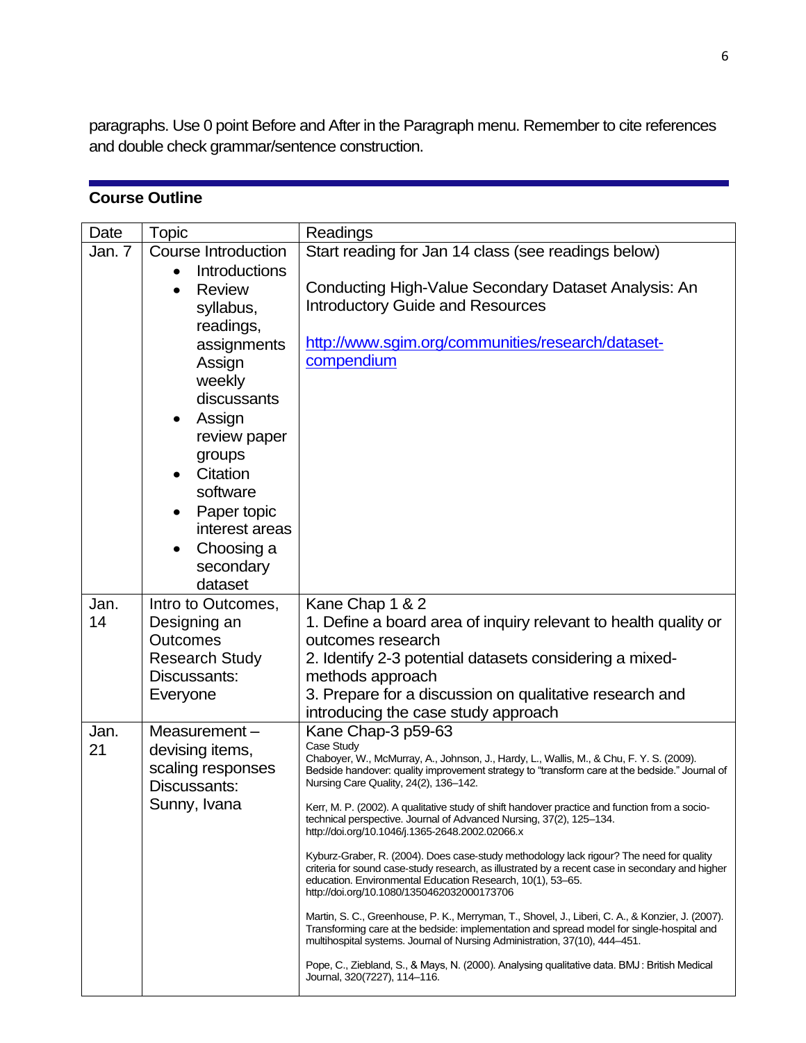paragraphs. Use 0 point Before and After in the Paragraph menu. Remember to cite references and double check grammar/sentence construction.

## Course Outline

| Date | Topic | Readings |
|---|---|---|
| Jan. 7 | Course Introduction<br>• Introductions<br>• Review syllabus, readings, assignments Assign weekly discussants<br>• Assign review paper groups<br>• Citation software<br>• Paper topic interest areas<br>• Choosing a secondary dataset | Start reading for Jan 14 class (see readings below)<br><br>Conducting High-Value Secondary Dataset Analysis: An Introductory Guide and Resources<br><br>http://www.sgim.org/communities/research/dataset-compendium |
| Jan. 14 | Intro to Outcomes, Designing an Outcomes Research Study<br>Discussants: Everyone | Kane Chap 1 & 2<br>1. Define a board area of inquiry relevant to health quality or outcomes research<br>2. Identify 2-3 potential datasets considering a mixed-methods approach<br>3. Prepare for a discussion on qualitative research and introducing the case study approach |
| Jan. 21 | Measurement – devising items, scaling responses<br>Discussants: Sunny, Ivana | Kane Chap-3 p59-63<br>Case Study<br>Chaboyer, W., McMurray, A., Johnson, J., Hardy, L., Wallis, M., & Chu, F. Y. S. (2009). Bedside handover: quality improvement strategy to "transform care at the bedside." Journal of Nursing Care Quality, 24(2), 136–142.<br><br>Kerr, M. P. (2002). A qualitative study of shift handover practice and function from a socio-technical perspective. Journal of Advanced Nursing, 37(2), 125–134. http://doi.org/10.1046/j.1365-2648.2002.02066.x<br><br>Kyburz-Graber, R. (2004). Does case-study methodology lack rigour? The need for quality criteria for sound case-study research, as illustrated by a recent case in secondary and higher education. Environmental Education Research, 10(1), 53–65. http://doi.org/10.1080/1350462032000173706<br><br>Martin, S. C., Greenhouse, P. K., Merryman, T., Shovel, J., Liberi, C. A., & Konzier, J. (2007). Transforming care at the bedside: implementation and spread model for single-hospital and multihospital systems. Journal of Nursing Administration, 37(10), 444–451.<br><br>Pope, C., Ziebland, S., & Mays, N. (2000). Analysing qualitative data. BMJ : British Medical Journal, 320(7227), 114–116. |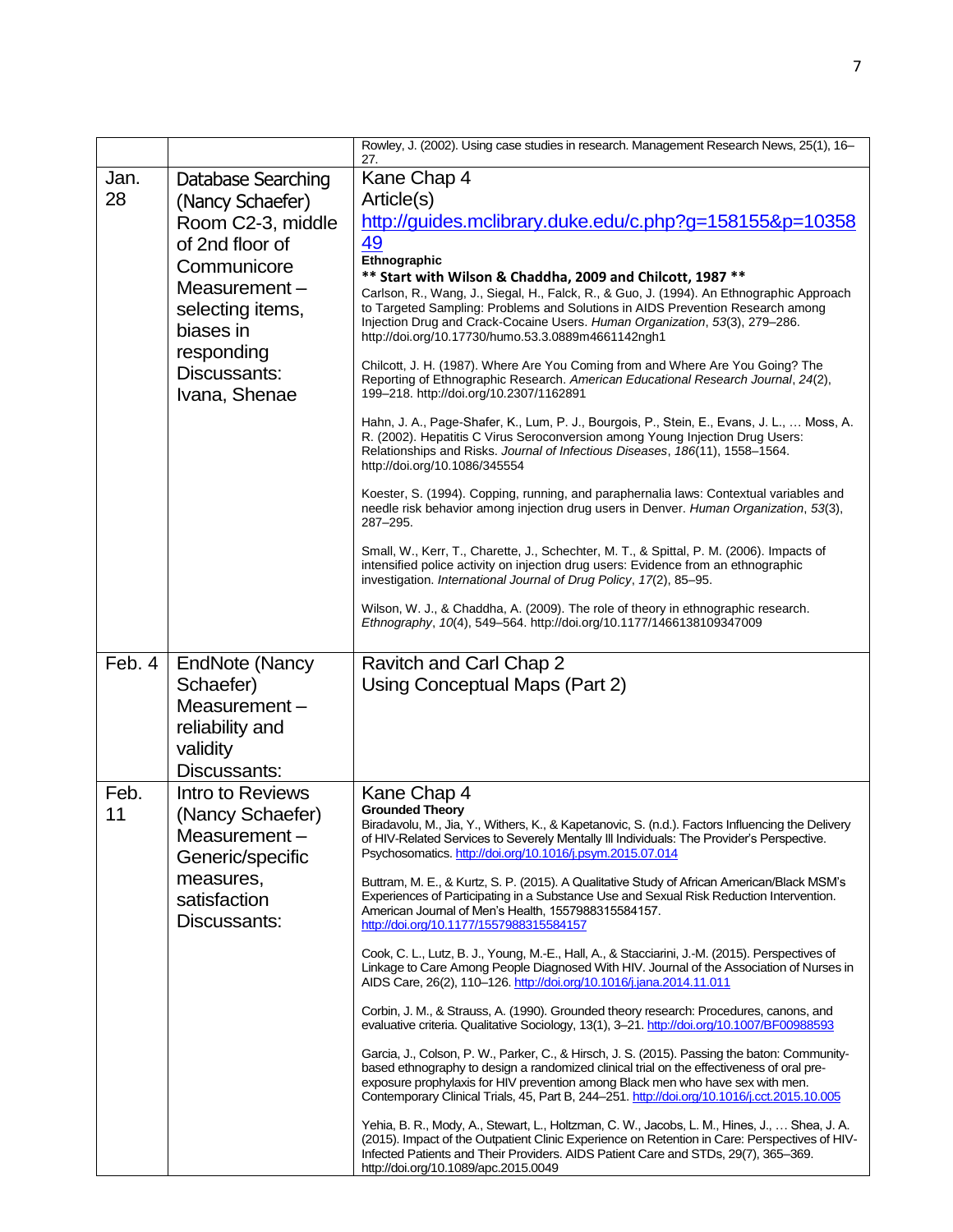| | | |
|---|---|---|
| | | Rowley, J. (2002). Using case studies in research. Management Research News, 25(1), 16–27. |
| Jan. 28 | Database Searching (Nancy Schaefer) Room C2-3, middle of 2nd floor of Communicore<br>Measurement – selecting items, biases in responding<br>Discussants: Ivana, Shenae | Kane Chap 4<br>Article(s)<br>http://guides.mclibrary.duke.edu/c.php?g=158155&p=1035849<br>**Ethnographic**<br>**** Start with Wilson & Chaddha, 2009 and Chilcott, 1987 ****<br>Carlson, R., Wang, J., Siegal, H., Falck, R., & Guo, J. (1994). An Ethnographic Approach to Targeted Sampling: Problems and Solutions in AIDS Prevention Research among Injection Drug and Crack-Cocaine Users. *Human Organization*, *53*(3), 279–286. http://doi.org/10.17730/humo.53.3.0889m4661142ngh1<br><br>Chilcott, J. H. (1987). Where Are You Coming from and Where Are You Going? The Reporting of Ethnographic Research. *American Educational Research Journal*, *24*(2), 199–218. http://doi.org/10.2307/1162891<br><br>Hahn, J. A., Page-Shafer, K., Lum, P. J., Bourgois, P., Stein, E., Evans, J. L., … Moss, A. R. (2002). Hepatitis C Virus Seroconversion among Young Injection Drug Users: Relationships and Risks. *Journal of Infectious Diseases*, *186*(11), 1558–1564. http://doi.org/10.1086/345554<br><br>Koester, S. (1994). Copping, running, and paraphernalia laws: Contextual variables and needle risk behavior among injection drug users in Denver. *Human Organization*, *53*(3), 287–295.<br><br>Small, W., Kerr, T., Charette, J., Schechter, M. T., & Spittal, P. M. (2006). Impacts of intensified police activity on injection drug users: Evidence from an ethnographic investigation. *International Journal of Drug Policy*, *17*(2), 85–95.<br><br>Wilson, W. J., & Chaddha, A. (2009). The role of theory in ethnographic research. *Ethnography*, *10*(4), 549–564. http://doi.org/10.1177/1466138109347009 |
| Feb. 4 | EndNote (Nancy Schaefer)<br>Measurement – reliability and validity<br>Discussants: | Ravitch and Carl Chap 2<br>Using Conceptual Maps (Part 2) |
| Feb. 11 | Intro to Reviews (Nancy Schaefer)<br>Measurement – Generic/specific measures, satisfaction<br>Discussants: | Kane Chap 4<br>**Grounded Theory**<br>Biradavolu, M., Jia, Y., Withers, K., & Kapetanovic, S. (n.d.). Factors Influencing the Delivery of HIV-Related Services to Severely Mentally Ill Individuals: The Provider's Perspective. Psychosomatics. http://doi.org/10.1016/j.psym.2015.07.014<br><br>Buttram, M. E., & Kurtz, S. P. (2015). A Qualitative Study of African American/Black MSM's Experiences of Participating in a Substance Use and Sexual Risk Reduction Intervention. American Journal of Men's Health, 1557988315584157. http://doi.org/10.1177/1557988315584157<br><br>Cook, C. L., Lutz, B. J., Young, M.-E., Hall, A., & Stacciarini, J.-M. (2015). Perspectives of Linkage to Care Among People Diagnosed With HIV. Journal of the Association of Nurses in AIDS Care, 26(2), 110–126. http://doi.org/10.1016/j.jana.2014.11.011<br><br>Corbin, J. M., & Strauss, A. (1990). Grounded theory research: Procedures, canons, and evaluative criteria. Qualitative Sociology, 13(1), 3–21. http://doi.org/10.1007/BF00988593<br><br>Garcia, J., Colson, P. W., Parker, C., & Hirsch, J. S. (2015). Passing the baton: Community-based ethnography to design a randomized clinical trial on the effectiveness of oral pre-exposure prophylaxis for HIV prevention among Black men who have sex with men. Contemporary Clinical Trials, 45, Part B, 244–251. http://doi.org/10.1016/j.cct.2015.10.005<br><br>Yehia, B. R., Mody, A., Stewart, L., Holtzman, C. W., Jacobs, L. M., Hines, J., … Shea, J. A. (2015). Impact of the Outpatient Clinic Experience on Retention in Care: Perspectives of HIV-Infected Patients and Their Providers. AIDS Patient Care and STDs, 29(7), 365–369. http://doi.org/10.1089/apc.2015.0049 |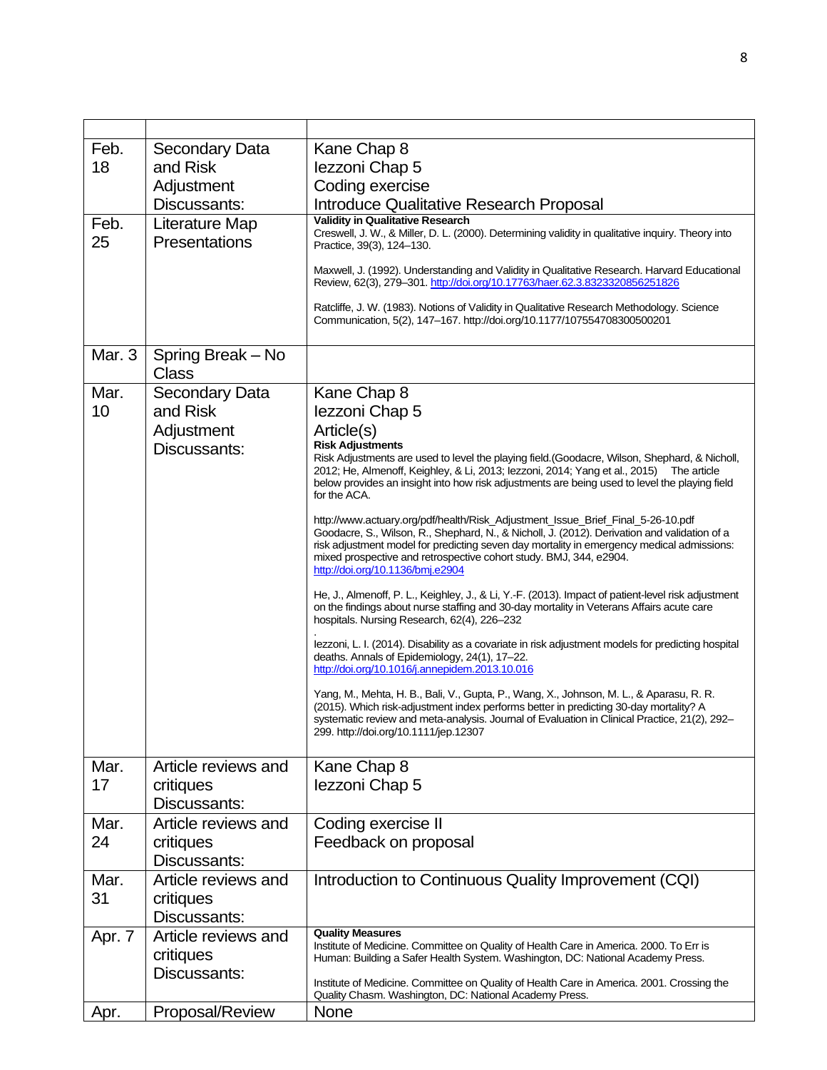| | | |
|---|---|---|
| Feb. 18 | Secondary Data and Risk Adjustment Discussants: | Kane Chap 8<br>Iezzoni Chap 5<br>Coding exercise<br>Introduce Qualitative Research Proposal |
| Feb. 25 | Literature Map Presentations | **Validity in Qualitative Research**<br>Creswell, J. W., & Miller, D. L. (2000). Determining validity in qualitative inquiry. Theory into Practice, 39(3), 124–130.<br><br>Maxwell, J. (1992). Understanding and Validity in Qualitative Research. Harvard Educational Review, 62(3), 279–301. http://doi.org/10.17763/haer.62.3.8323320856251826<br><br>Ratcliffe, J. W. (1983). Notions of Validity in Qualitative Research Methodology. Science Communication, 5(2), 147–167. http://doi.org/10.1177/107554708300500201 |
| Mar. 3 | Spring Break – No Class | |
| Mar. 10 | Secondary Data and Risk Adjustment Discussants: | Kane Chap 8<br>Iezzoni Chap 5<br>Article(s)<br>**Risk Adjustments**<br>Risk Adjustments are used to level the playing field.(Goodacre, Wilson, Shephard, & Nicholl, 2012; He, Almenoff, Keighley, & Li, 2013; Iezzoni, 2014; Yang et al., 2015) The article below provides an insight into how risk adjustments are being used to level the playing field for the ACA.<br><br>http://www.actuary.org/pdf/health/Risk_Adjustment_Issue_Brief_Final_5-26-10.pdf<br>Goodacre, S., Wilson, R., Shephard, N., & Nicholl, J. (2012). Derivation and validation of a risk adjustment model for predicting seven day mortality in emergency medical admissions: mixed prospective and retrospective cohort study. BMJ, 344, e2904. http://doi.org/10.1136/bmj.e2904<br><br>He, J., Almenoff, P. L., Keighley, J., & Li, Y.-F. (2013). Impact of patient-level risk adjustment on the findings about nurse staffing and 30-day mortality in Veterans Affairs acute care hospitals. Nursing Research, 62(4), 226–232<br>.<br>Iezzoni, L. I. (2014). Disability as a covariate in risk adjustment models for predicting hospital deaths. Annals of Epidemiology, 24(1), 17–22. http://doi.org/10.1016/j.annepidem.2013.10.016<br><br>Yang, M., Mehta, H. B., Bali, V., Gupta, P., Wang, X., Johnson, M. L., & Aparasu, R. R. (2015). Which risk-adjustment index performs better in predicting 30-day mortality? A systematic review and meta-analysis. Journal of Evaluation in Clinical Practice, 21(2), 292–299. http://doi.org/10.1111/jep.12307 |
| Mar. 17 | Article reviews and critiques Discussants: | Kane Chap 8<br>Iezzoni Chap 5 |
| Mar. 24 | Article reviews and critiques Discussants: | Coding exercise II<br>Feedback on proposal |
| Mar. 31 | Article reviews and critiques Discussants: | Introduction to Continuous Quality Improvement (CQI) |
| Apr. 7 | Article reviews and critiques Discussants: | **Quality Measures**<br>Institute of Medicine. Committee on Quality of Health Care in America. 2000. To Err is Human: Building a Safer Health System. Washington, DC: National Academy Press.<br><br>Institute of Medicine. Committee on Quality of Health Care in America. 2001. Crossing the Quality Chasm. Washington, DC: National Academy Press. |
| Apr. | Proposal/Review | None |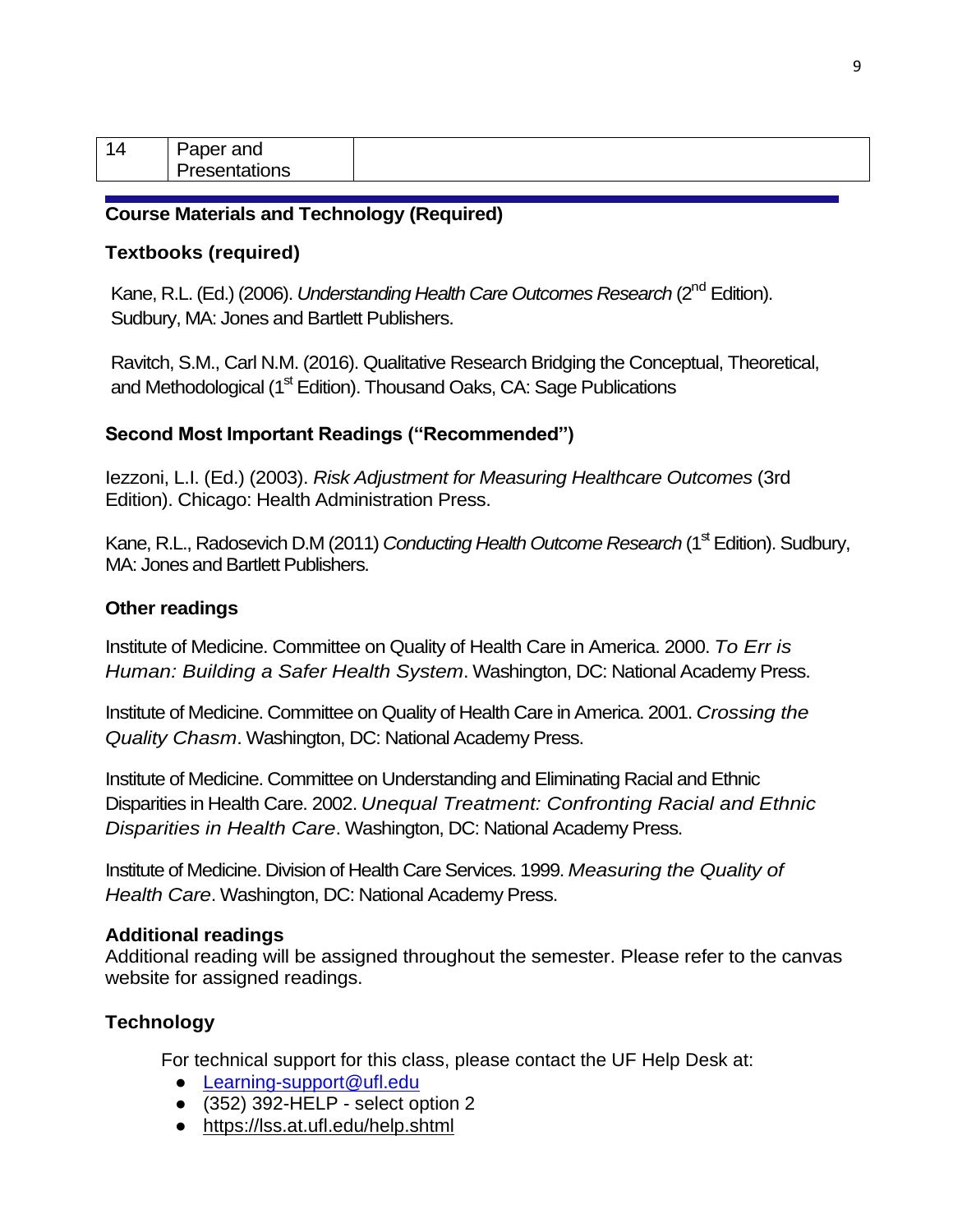| 14 | Paper and Presentations | |
|---|---|---|

## Course Materials and Technology (Required)

### Textbooks (required)

Kane, R.L. (Ed.) (2006). *Understanding Health Care Outcomes Research* (2nd Edition). Sudbury, MA: Jones and Bartlett Publishers.

Ravitch, S.M., Carl N.M. (2016). Qualitative Research Bridging the Conceptual, Theoretical, and Methodological (1st Edition). Thousand Oaks, CA: Sage Publications

### Second Most Important Readings ("Recommended")

Iezzoni, L.I. (Ed.) (2003). *Risk Adjustment for Measuring Healthcare Outcomes* (3rd Edition). Chicago: Health Administration Press.

Kane, R.L., Radosevich D.M (2011) *Conducting Health Outcome Research* (1st Edition). Sudbury, MA: Jones and Bartlett Publishers.

### Other readings

Institute of Medicine. Committee on Quality of Health Care in America. 2000. *To Err is Human: Building a Safer Health System*. Washington, DC: National Academy Press.

Institute of Medicine. Committee on Quality of Health Care in America. 2001. *Crossing the Quality Chasm*. Washington, DC: National Academy Press.

Institute of Medicine. Committee on Understanding and Eliminating Racial and Ethnic Disparities in Health Care. 2002. *Unequal Treatment: Confronting Racial and Ethnic Disparities in Health Care*. Washington, DC: National Academy Press.

Institute of Medicine. Division of Health Care Services. 1999. *Measuring the Quality of Health Care*. Washington, DC: National Academy Press.

### Additional readings

Additional reading will be assigned throughout the semester. Please refer to the canvas website for assigned readings.

### Technology

For technical support for this class, please contact the UF Help Desk at:

- Learning-support@ufl.edu
- (352) 392-HELP - select option 2
- https://lss.at.ufl.edu/help.shtml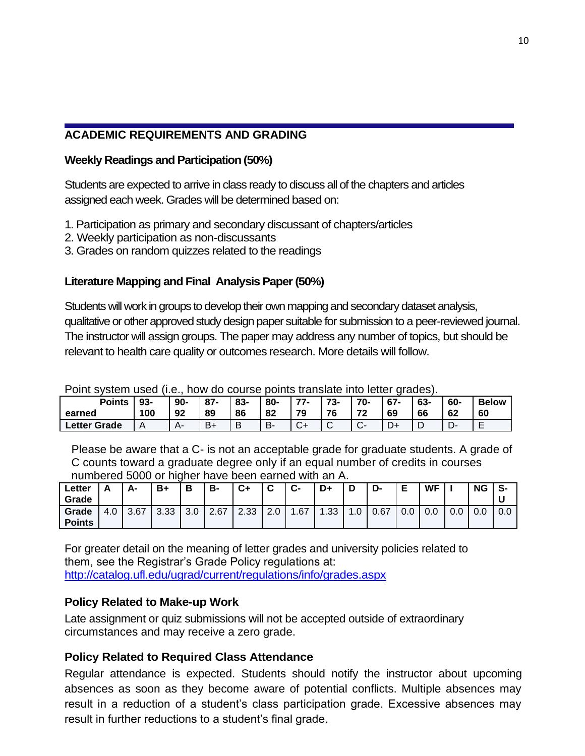## ACADEMIC REQUIREMENTS AND GRADING

### Weekly Readings and Participation (50%)

Students are expected to arrive in class ready to discuss all of the chapters and articles assigned each week. Grades will be determined based on:

1. Participation as primary and secondary discussant of chapters/articles
2. Weekly participation as non-discussants
3. Grades on random quizzes related to the readings

### Literature Mapping and Final Analysis Paper (50%)

Students will work in groups to develop their own mapping and secondary dataset analysis, qualitative or other approved study design paper suitable for submission to a peer-reviewed journal. The instructor will assign groups. The paper may address any number of topics, but should be relevant to health care quality or outcomes research. More details will follow.

Point system used (i.e., how do course points translate into letter grades).

| Points earned | 93-100 | 90-92 | 87-89 | 83-86 | 80-82 | 77-79 | 73-76 | 70-72 | 67-69 | 63-66 | 60-62 | Below 60 |
|---|---|---|---|---|---|---|---|---|---|---|---|---|
| Letter Grade | A | A- | B+ | B | B- | C+ | C | C- | D+ | D | D- | E |

Please be aware that a C- is not an acceptable grade for graduate students. A grade of C counts toward a graduate degree only if an equal number of credits in courses numbered 5000 or higher have been earned with an A.

| Letter Grade | A | A- | B+ | B | B- | C+ | C | C- | D+ | D | D- | E | WF | I | NG | S-U |
|---|---|---|---|---|---|---|---|---|---|---|---|---|---|---|---|---|
| Grade Points | 4.0 | 3.67 | 3.33 | 3.0 | 2.67 | 2.33 | 2.0 | 1.67 | 1.33 | 1.0 | 0.67 | 0.0 | 0.0 | 0.0 | 0.0 | 0.0 |

For greater detail on the meaning of letter grades and university policies related to them, see the Registrar's Grade Policy regulations at: http://catalog.ufl.edu/ugrad/current/regulations/info/grades.aspx

### Policy Related to Make-up Work

Late assignment or quiz submissions will not be accepted outside of extraordinary circumstances and may receive a zero grade.

### Policy Related to Required Class Attendance

Regular attendance is expected. Students should notify the instructor about upcoming absences as soon as they become aware of potential conflicts. Multiple absences may result in a reduction of a student's class participation grade. Excessive absences may result in further reductions to a student's final grade.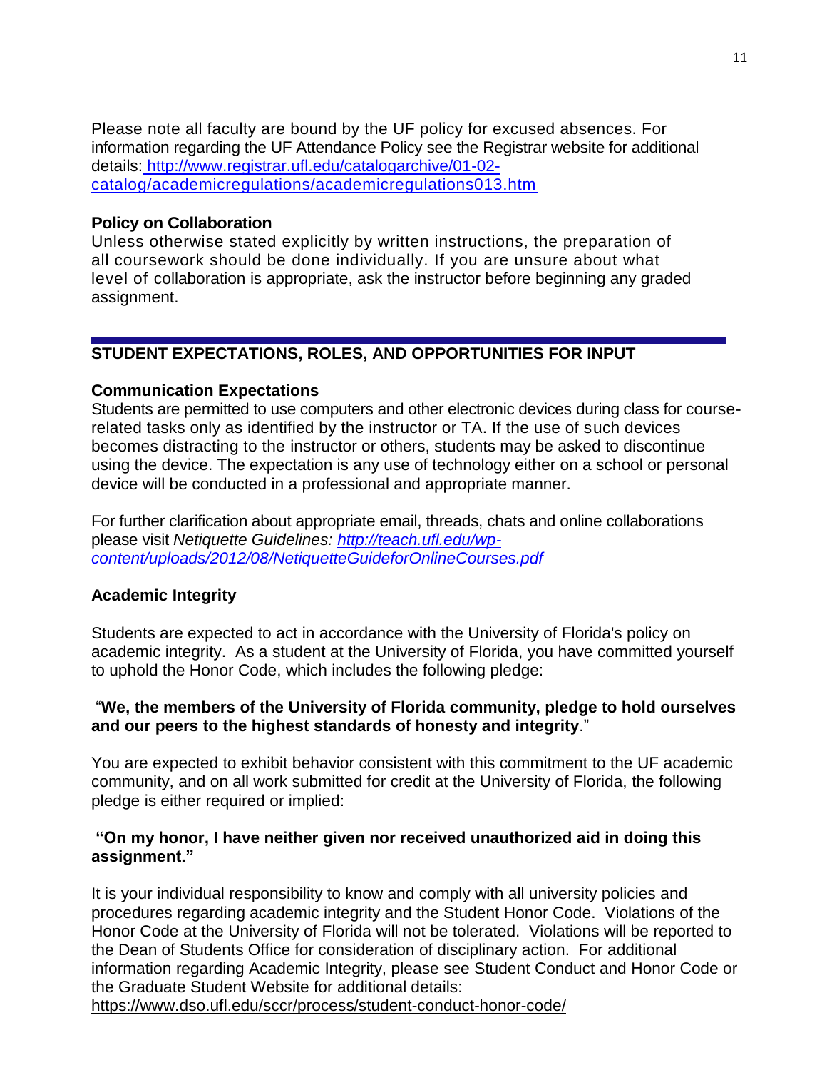Please note all faculty are bound by the UF policy for excused absences. For information regarding the UF Attendance Policy see the Registrar website for additional details: [http://www.registrar.ufl.edu/catalogarchive/01-02-catalog/academicregulations/academicregulations013.htm](http://www.registrar.ufl.edu/catalogarchive/01-02-catalog/academicregulations/academicregulations013.htm)

**Policy on Collaboration**

Unless otherwise stated explicitly by written instructions, the preparation of all coursework should be done individually. If you are unsure about what level of collaboration is appropriate, ask the instructor before beginning any graded assignment.

---

## STUDENT EXPECTATIONS, ROLES, AND OPPORTUNITIES FOR INPUT

**Communication Expectations**

Students are permitted to use computers and other electronic devices during class for course-related tasks only as identified by the instructor or TA. If the use of such devices becomes distracting to the instructor or others, students may be asked to discontinue using the device. The expectation is any use of technology either on a school or personal device will be conducted in a professional and appropriate manner.

For further clarification about appropriate email, threads, chats and online collaborations please visit *Netiquette Guidelines: [http://teach.ufl.edu/wp-content/uploads/2012/08/NetiquetteGuideforOnlineCourses.pdf](http://teach.ufl.edu/wp-content/uploads/2012/08/NetiquetteGuideforOnlineCourses.pdf)*

**Academic Integrity**

Students are expected to act in accordance with the University of Florida's policy on academic integrity. As a student at the University of Florida, you have committed yourself to uphold the Honor Code, which includes the following pledge:

"**We, the members of the University of Florida community, pledge to hold ourselves and our peers to the highest standards of honesty and integrity**."

You are expected to exhibit behavior consistent with this commitment to the UF academic community, and on all work submitted for credit at the University of Florida, the following pledge is either required or implied:

**"On my honor, I have neither given nor received unauthorized aid in doing this assignment."**

It is your individual responsibility to know and comply with all university policies and procedures regarding academic integrity and the Student Honor Code. Violations of the Honor Code at the University of Florida will not be tolerated. Violations will be reported to the Dean of Students Office for consideration of disciplinary action. For additional information regarding Academic Integrity, please see Student Conduct and Honor Code or the Graduate Student Website for additional details:
[https://www.dso.ufl.edu/sccr/process/student-conduct-honor-code/](https://www.dso.ufl.edu/sccr/process/student-conduct-honor-code/)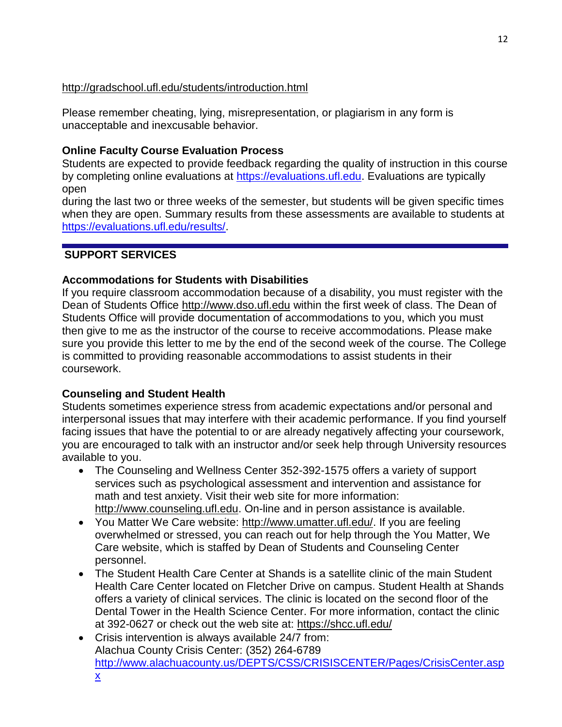http://gradschool.ufl.edu/students/introduction.html

Please remember cheating, lying, misrepresentation, or plagiarism in any form is unacceptable and inexcusable behavior.

**Online Faculty Course Evaluation Process**

Students are expected to provide feedback regarding the quality of instruction in this course by completing online evaluations at https://evaluations.ufl.edu. Evaluations are typically open during the last two or three weeks of the semester, but students will be given specific times when they are open. Summary results from these assessments are available to students at https://evaluations.ufl.edu/results/.

## SUPPORT SERVICES

**Accommodations for Students with Disabilities**

If you require classroom accommodation because of a disability, you must register with the Dean of Students Office http://www.dso.ufl.edu within the first week of class. The Dean of Students Office will provide documentation of accommodations to you, which you must then give to me as the instructor of the course to receive accommodations. Please make sure you provide this letter to me by the end of the second week of the course. The College is committed to providing reasonable accommodations to assist students in their coursework.

**Counseling and Student Health**

Students sometimes experience stress from academic expectations and/or personal and interpersonal issues that may interfere with their academic performance. If you find yourself facing issues that have the potential to or are already negatively affecting your coursework, you are encouraged to talk with an instructor and/or seek help through University resources available to you.

- The Counseling and Wellness Center 352-392-1575 offers a variety of support services such as psychological assessment and intervention and assistance for math and test anxiety. Visit their web site for more information: http://www.counseling.ufl.edu. On-line and in person assistance is available.
- You Matter We Care website: http://www.umatter.ufl.edu/. If you are feeling overwhelmed or stressed, you can reach out for help through the You Matter, We Care website, which is staffed by Dean of Students and Counseling Center personnel.
- The Student Health Care Center at Shands is a satellite clinic of the main Student Health Care Center located on Fletcher Drive on campus. Student Health at Shands offers a variety of clinical services. The clinic is located on the second floor of the Dental Tower in the Health Science Center. For more information, contact the clinic at 392-0627 or check out the web site at: https://shcc.ufl.edu/
- Crisis intervention is always available 24/7 from:
  Alachua County Crisis Center: (352) 264-6789
  http://www.alachuacounty.us/DEPTS/CSS/CRISISCENTER/Pages/CrisisCenter.aspx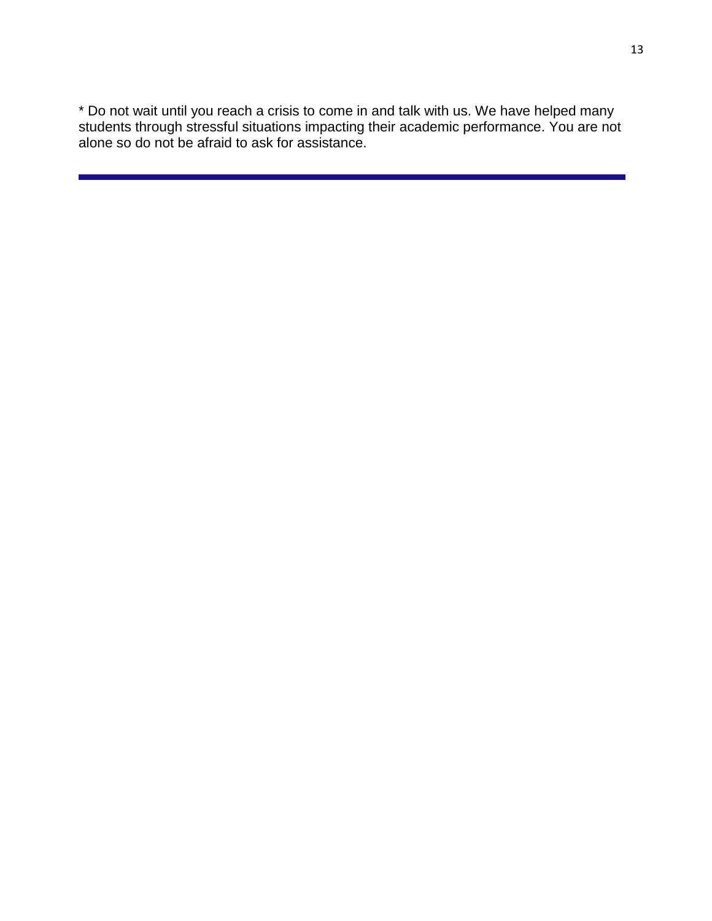* Do not wait until you reach a crisis to come in and talk with us. We have helped many students through stressful situations impacting their academic performance. You are not alone so do not be afraid to ask for assistance.

---